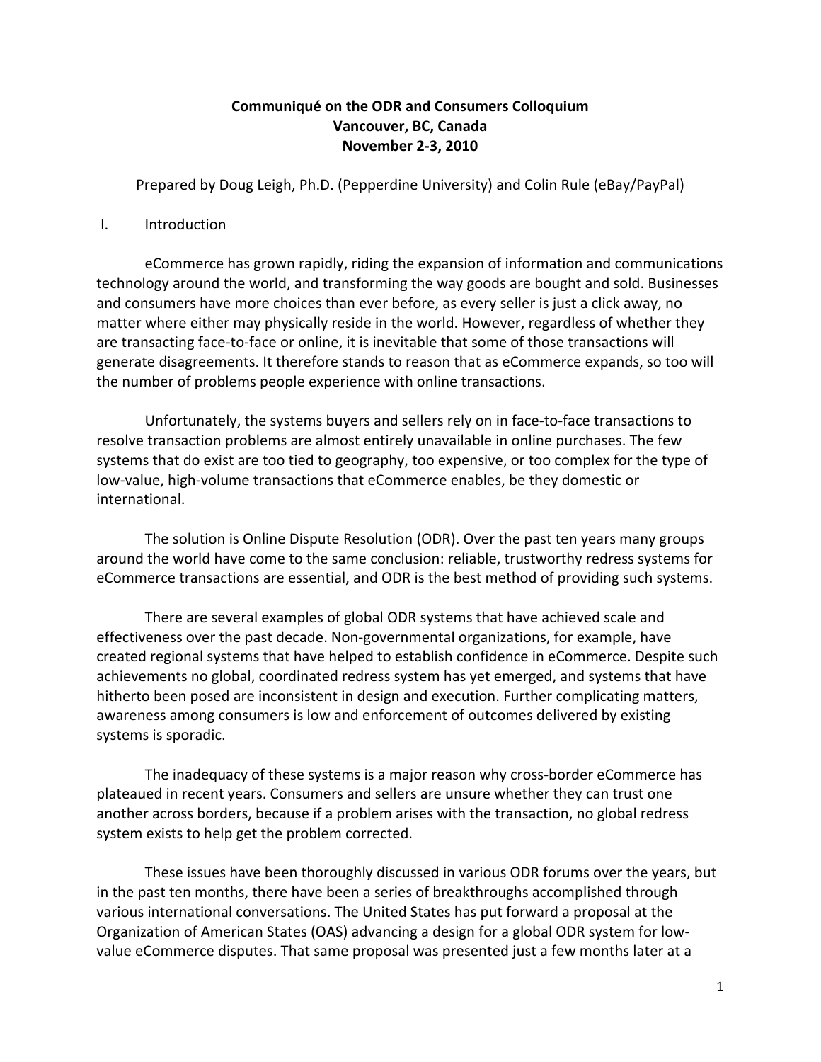# Communiqué on the ODR and Consumers Colloquium
## Vancouver, BC, Canada
## November 2-3, 2010

Prepared by Doug Leigh, Ph.D. (Pepperdine University) and Colin Rule (eBay/PayPal)

## I. Introduction

eCommerce has grown rapidly, riding the expansion of information and communications technology around the world, and transforming the way goods are bought and sold. Businesses and consumers have more choices than ever before, as every seller is just a click away, no matter where either may physically reside in the world. However, regardless of whether they are transacting face-to-face or online, it is inevitable that some of those transactions will generate disagreements. It therefore stands to reason that as eCommerce expands, so too will the number of problems people experience with online transactions.

Unfortunately, the systems buyers and sellers rely on in face-to-face transactions to resolve transaction problems are almost entirely unavailable in online purchases. The few systems that do exist are too tied to geography, too expensive, or too complex for the type of low-value, high-volume transactions that eCommerce enables, be they domestic or international.

The solution is Online Dispute Resolution (ODR). Over the past ten years many groups around the world have come to the same conclusion: reliable, trustworthy redress systems for eCommerce transactions are essential, and ODR is the best method of providing such systems.

There are several examples of global ODR systems that have achieved scale and effectiveness over the past decade. Non-governmental organizations, for example, have created regional systems that have helped to establish confidence in eCommerce. Despite such achievements no global, coordinated redress system has yet emerged, and systems that have hitherto been posed are inconsistent in design and execution. Further complicating matters, awareness among consumers is low and enforcement of outcomes delivered by existing systems is sporadic.

The inadequacy of these systems is a major reason why cross-border eCommerce has plateaued in recent years. Consumers and sellers are unsure whether they can trust one another across borders, because if a problem arises with the transaction, no global redress system exists to help get the problem corrected.

These issues have been thoroughly discussed in various ODR forums over the years, but in the past ten months, there have been a series of breakthroughs accomplished through various international conversations. The United States has put forward a proposal at the Organization of American States (OAS) advancing a design for a global ODR system for low-value eCommerce disputes. That same proposal was presented just a few months later at a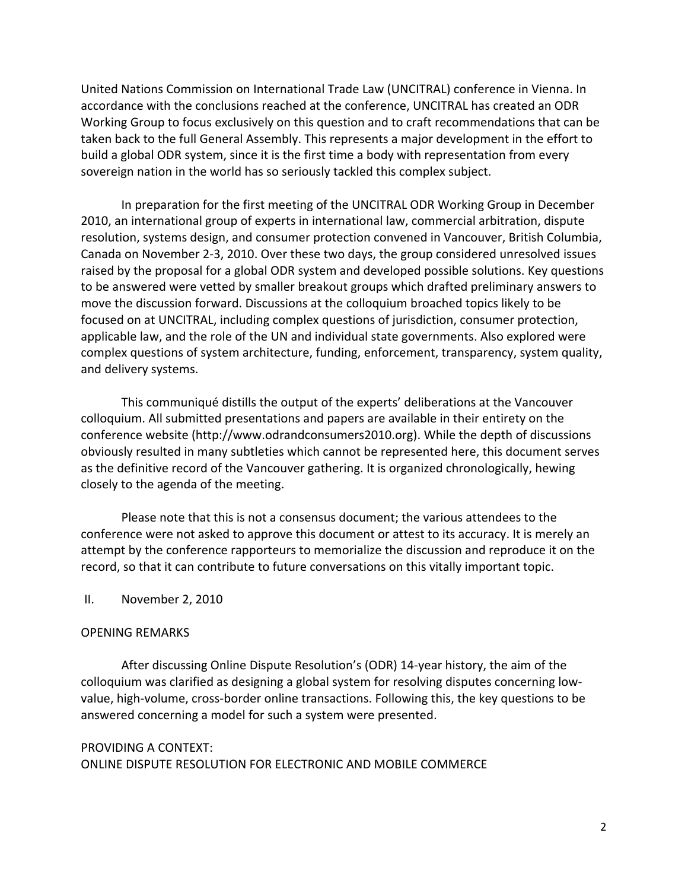United Nations Commission on International Trade Law (UNCITRAL) conference in Vienna. In accordance with the conclusions reached at the conference, UNCITRAL has created an ODR Working Group to focus exclusively on this question and to craft recommendations that can be taken back to the full General Assembly. This represents a major development in the effort to build a global ODR system, since it is the first time a body with representation from every sovereign nation in the world has so seriously tackled this complex subject.

In preparation for the first meeting of the UNCITRAL ODR Working Group in December 2010, an international group of experts in international law, commercial arbitration, dispute resolution, systems design, and consumer protection convened in Vancouver, British Columbia, Canada on November 2-3, 2010. Over these two days, the group considered unresolved issues raised by the proposal for a global ODR system and developed possible solutions. Key questions to be answered were vetted by smaller breakout groups which drafted preliminary answers to move the discussion forward. Discussions at the colloquium broached topics likely to be focused on at UNCITRAL, including complex questions of jurisdiction, consumer protection, applicable law, and the role of the UN and individual state governments. Also explored were complex questions of system architecture, funding, enforcement, transparency, system quality, and delivery systems.

This communiqué distills the output of the experts' deliberations at the Vancouver colloquium. All submitted presentations and papers are available in their entirety on the conference website (http://www.odrandconsumers2010.org). While the depth of discussions obviously resulted in many subtleties which cannot be represented here, this document serves as the definitive record of the Vancouver gathering. It is organized chronologically, hewing closely to the agenda of the meeting.

Please note that this is not a consensus document; the various attendees to the conference were not asked to approve this document or attest to its accuracy. It is merely an attempt by the conference rapporteurs to memorialize the discussion and reproduce it on the record, so that it can contribute to future conversations on this vitally important topic.

## II. November 2, 2010

### OPENING REMARKS

After discussing Online Dispute Resolution's (ODR) 14-year history, the aim of the colloquium was clarified as designing a global system for resolving disputes concerning low-value, high-volume, cross-border online transactions. Following this, the key questions to be answered concerning a model for such a system were presented.

### PROVIDING A CONTEXT: ONLINE DISPUTE RESOLUTION FOR ELECTRONIC AND MOBILE COMMERCE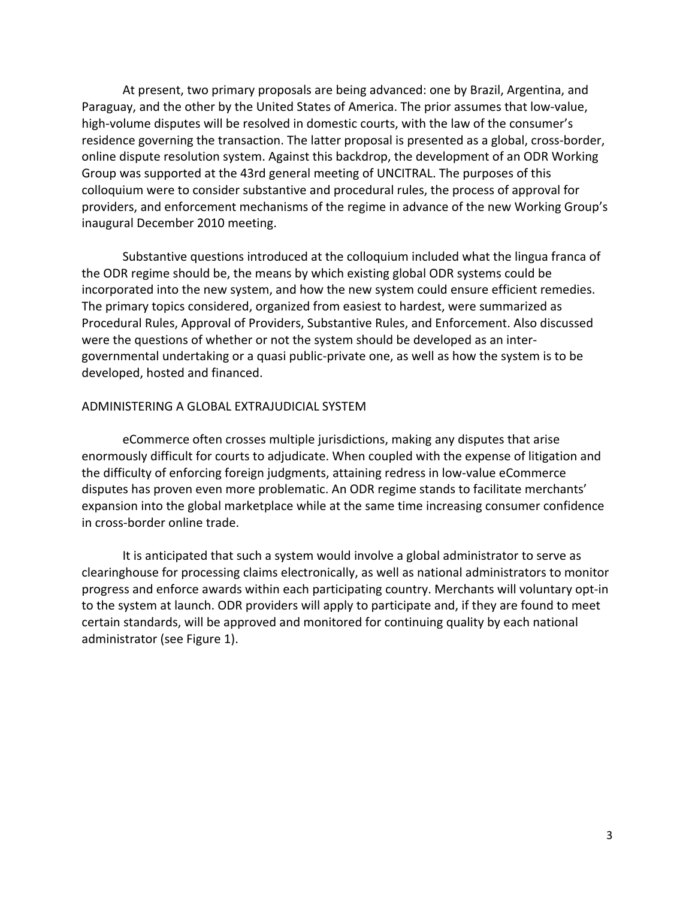At present, two primary proposals are being advanced: one by Brazil, Argentina, and Paraguay, and the other by the United States of America. The prior assumes that low-value, high-volume disputes will be resolved in domestic courts, with the law of the consumer's residence governing the transaction. The latter proposal is presented as a global, cross-border, online dispute resolution system. Against this backdrop, the development of an ODR Working Group was supported at the 43rd general meeting of UNCITRAL. The purposes of this colloquium were to consider substantive and procedural rules, the process of approval for providers, and enforcement mechanisms of the regime in advance of the new Working Group's inaugural December 2010 meeting.

Substantive questions introduced at the colloquium included what the lingua franca of the ODR regime should be, the means by which existing global ODR systems could be incorporated into the new system, and how the new system could ensure efficient remedies. The primary topics considered, organized from easiest to hardest, were summarized as Procedural Rules, Approval of Providers, Substantive Rules, and Enforcement. Also discussed were the questions of whether or not the system should be developed as an inter-governmental undertaking or a quasi public-private one, as well as how the system is to be developed, hosted and financed.

## ADMINISTERING A GLOBAL EXTRAJUDICIAL SYSTEM

eCommerce often crosses multiple jurisdictions, making any disputes that arise enormously difficult for courts to adjudicate. When coupled with the expense of litigation and the difficulty of enforcing foreign judgments, attaining redress in low-value eCommerce disputes has proven even more problematic. An ODR regime stands to facilitate merchants' expansion into the global marketplace while at the same time increasing consumer confidence in cross-border online trade.

It is anticipated that such a system would involve a global administrator to serve as clearinghouse for processing claims electronically, as well as national administrators to monitor progress and enforce awards within each participating country. Merchants will voluntary opt-in to the system at launch. ODR providers will apply to participate and, if they are found to meet certain standards, will be approved and monitored for continuing quality by each national administrator (see Figure 1).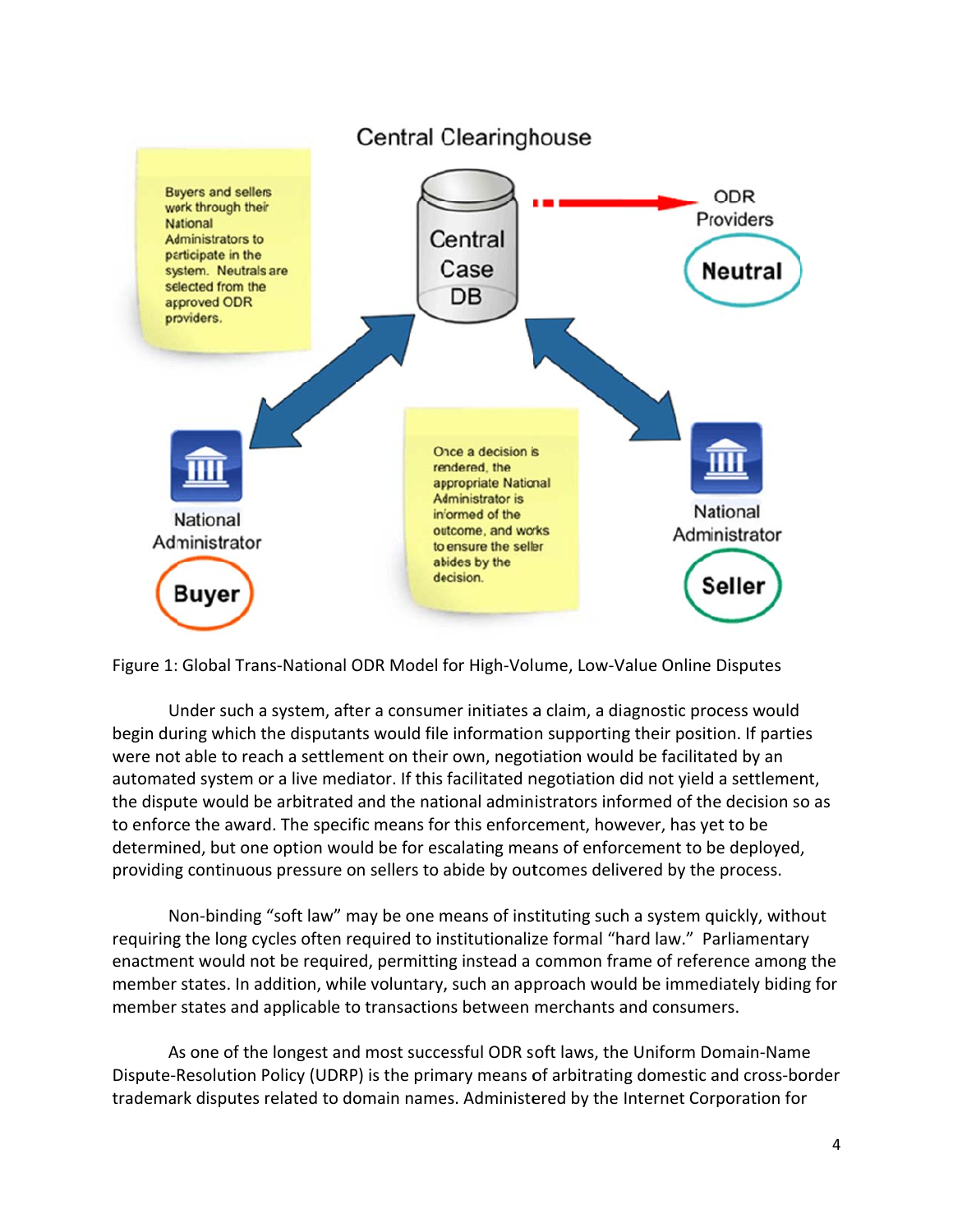Central Clearinghouse

Buyers and sellers work through their National Administrators to participate in the system. Neutrals are selected from the approved ODR providers.

Central Case DB

ODR Providers

Neutral

National Administrator

Buyer

Once a decision is rendered, the appropriate National Administrator is informed of the outcome, and works to ensure the seller abides by the decision.

National Administrator

Seller

Figure 1: Global Trans-National ODR Model for High-Volume, Low-Value Online Disputes

Under such a system, after a consumer initiates a claim, a diagnostic process would begin during which the disputants would file information supporting their position. If parties were not able to reach a settlement on their own, negotiation would be facilitated by an automated system or a live mediator. If this facilitated negotiation did not yield a settlement, the dispute would be arbitrated and the national administrators informed of the decision so as to enforce the award. The specific means for this enforcement, however, has yet to be determined, but one option would be for escalating means of enforcement to be deployed, providing continuous pressure on sellers to abide by outcomes delivered by the process.

Non-binding "soft law" may be one means of instituting such a system quickly, without requiring the long cycles often required to institutionalize formal "hard law." Parliamentary enactment would not be required, permitting instead a common frame of reference among the member states. In addition, while voluntary, such an approach would be immediately biding for member states and applicable to transactions between merchants and consumers.

As one of the longest and most successful ODR soft laws, the Uniform Domain-Name Dispute-Resolution Policy (UDRP) is the primary means of arbitrating domestic and cross-border trademark disputes related to domain names. Administered by the Internet Corporation for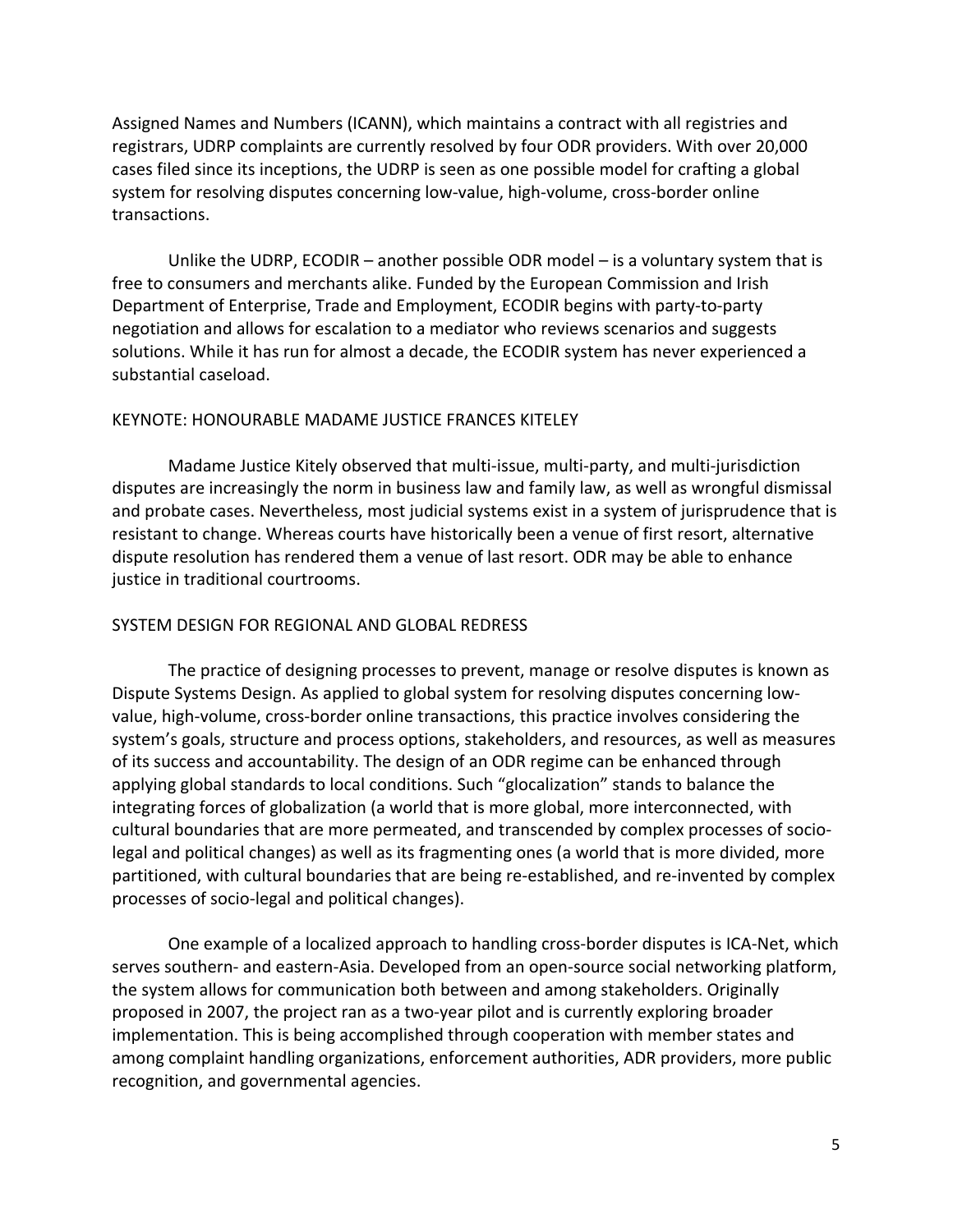Assigned Names and Numbers (ICANN), which maintains a contract with all registries and registrars, UDRP complaints are currently resolved by four ODR providers. With over 20,000 cases filed since its inceptions, the UDRP is seen as one possible model for crafting a global system for resolving disputes concerning low-value, high-volume, cross-border online transactions.

Unlike the UDRP, ECODIR – another possible ODR model – is a voluntary system that is free to consumers and merchants alike. Funded by the European Commission and Irish Department of Enterprise, Trade and Employment, ECODIR begins with party-to-party negotiation and allows for escalation to a mediator who reviews scenarios and suggests solutions. While it has run for almost a decade, the ECODIR system has never experienced a substantial caseload.

## KEYNOTE: HONOURABLE MADAME JUSTICE FRANCES KITELEY

Madame Justice Kitely observed that multi-issue, multi-party, and multi-jurisdiction disputes are increasingly the norm in business law and family law, as well as wrongful dismissal and probate cases. Nevertheless, most judicial systems exist in a system of jurisprudence that is resistant to change. Whereas courts have historically been a venue of first resort, alternative dispute resolution has rendered them a venue of last resort. ODR may be able to enhance justice in traditional courtrooms.

## SYSTEM DESIGN FOR REGIONAL AND GLOBAL REDRESS

The practice of designing processes to prevent, manage or resolve disputes is known as Dispute Systems Design. As applied to global system for resolving disputes concerning low-value, high-volume, cross-border online transactions, this practice involves considering the system's goals, structure and process options, stakeholders, and resources, as well as measures of its success and accountability. The design of an ODR regime can be enhanced through applying global standards to local conditions. Such "glocalization" stands to balance the integrating forces of globalization (a world that is more global, more interconnected, with cultural boundaries that are more permeated, and transcended by complex processes of socio-legal and political changes) as well as its fragmenting ones (a world that is more divided, more partitioned, with cultural boundaries that are being re-established, and re-invented by complex processes of socio-legal and political changes).

One example of a localized approach to handling cross-border disputes is ICA-Net, which serves southern- and eastern-Asia. Developed from an open-source social networking platform, the system allows for communication both between and among stakeholders. Originally proposed in 2007, the project ran as a two-year pilot and is currently exploring broader implementation. This is being accomplished through cooperation with member states and among complaint handling organizations, enforcement authorities, ADR providers, more public recognition, and governmental agencies.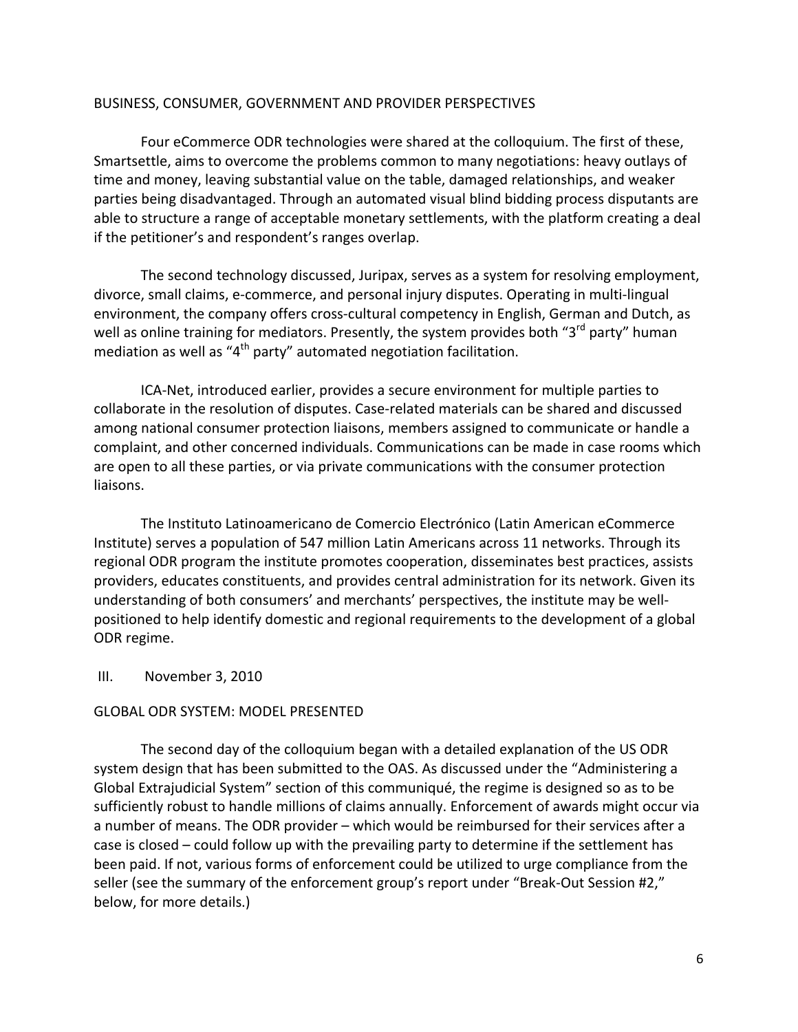## BUSINESS, CONSUMER, GOVERNMENT AND PROVIDER PERSPECTIVES

Four eCommerce ODR technologies were shared at the colloquium. The first of these, Smartsettle, aims to overcome the problems common to many negotiations: heavy outlays of time and money, leaving substantial value on the table, damaged relationships, and weaker parties being disadvantaged. Through an automated visual blind bidding process disputants are able to structure a range of acceptable monetary settlements, with the platform creating a deal if the petitioner's and respondent's ranges overlap.

The second technology discussed, Juripax, serves as a system for resolving employment, divorce, small claims, e-commerce, and personal injury disputes. Operating in multi-lingual environment, the company offers cross-cultural competency in English, German and Dutch, as well as online training for mediators. Presently, the system provides both "3rd party" human mediation as well as "4th party" automated negotiation facilitation.

ICA-Net, introduced earlier, provides a secure environment for multiple parties to collaborate in the resolution of disputes. Case-related materials can be shared and discussed among national consumer protection liaisons, members assigned to communicate or handle a complaint, and other concerned individuals. Communications can be made in case rooms which are open to all these parties, or via private communications with the consumer protection liaisons.

The Instituto Latinoamericano de Comercio Electrónico (Latin American eCommerce Institute) serves a population of 547 million Latin Americans across 11 networks. Through its regional ODR program the institute promotes cooperation, disseminates best practices, assists providers, educates constituents, and provides central administration for its network. Given its understanding of both consumers' and merchants' perspectives, the institute may be well-positioned to help identify domestic and regional requirements to the development of a global ODR regime.

## III. November 3, 2010

## GLOBAL ODR SYSTEM: MODEL PRESENTED

The second day of the colloquium began with a detailed explanation of the US ODR system design that has been submitted to the OAS. As discussed under the "Administering a Global Extrajudicial System" section of this communiqué, the regime is designed so as to be sufficiently robust to handle millions of claims annually. Enforcement of awards might occur via a number of means. The ODR provider – which would be reimbursed for their services after a case is closed – could follow up with the prevailing party to determine if the settlement has been paid. If not, various forms of enforcement could be utilized to urge compliance from the seller (see the summary of the enforcement group's report under "Break-Out Session #2," below, for more details.)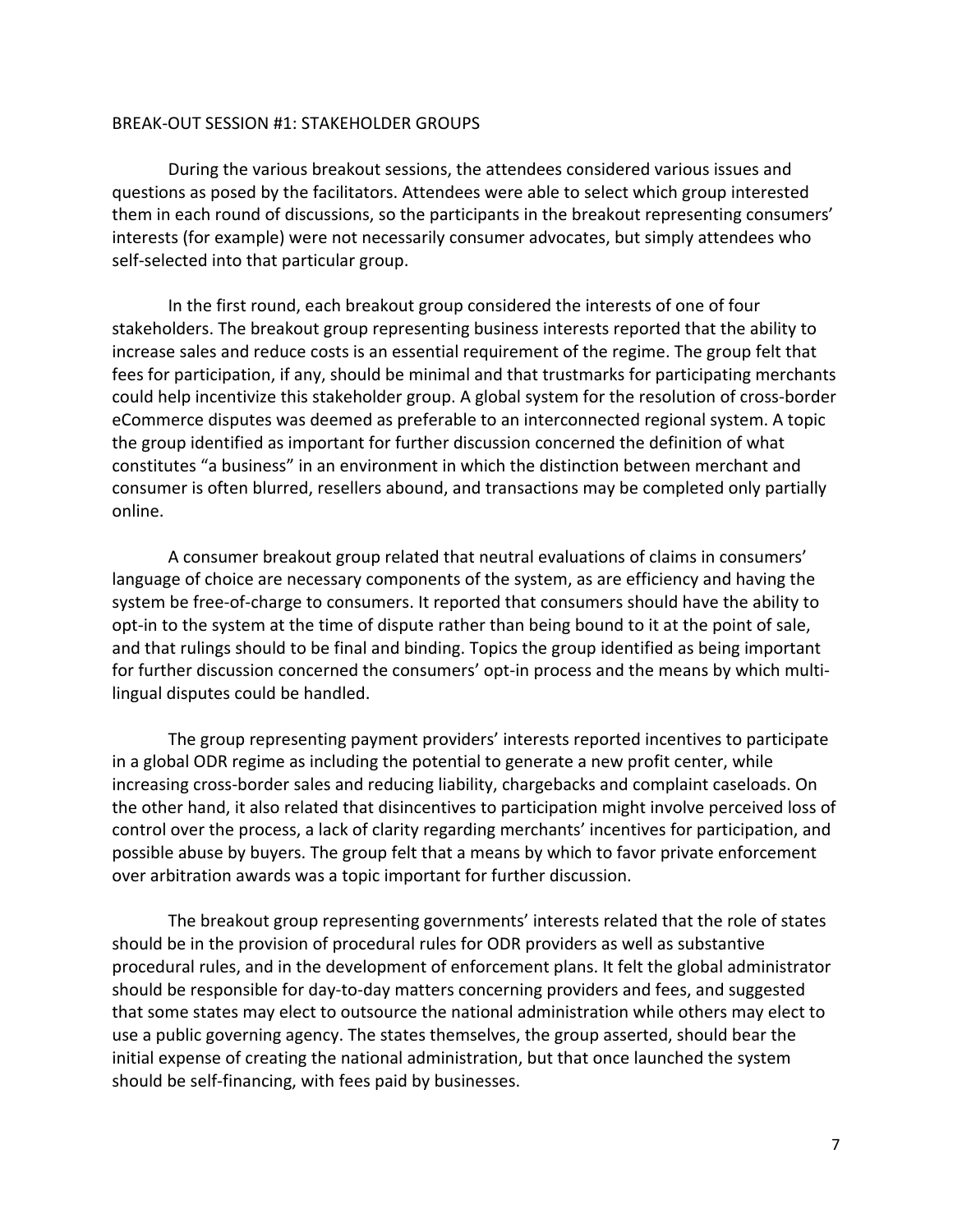## BREAK-OUT SESSION #1: STAKEHOLDER GROUPS

During the various breakout sessions, the attendees considered various issues and questions as posed by the facilitators. Attendees were able to select which group interested them in each round of discussions, so the participants in the breakout representing consumers' interests (for example) were not necessarily consumer advocates, but simply attendees who self-selected into that particular group.

In the first round, each breakout group considered the interests of one of four stakeholders. The breakout group representing business interests reported that the ability to increase sales and reduce costs is an essential requirement of the regime. The group felt that fees for participation, if any, should be minimal and that trustmarks for participating merchants could help incentivize this stakeholder group. A global system for the resolution of cross-border eCommerce disputes was deemed as preferable to an interconnected regional system. A topic the group identified as important for further discussion concerned the definition of what constitutes "a business" in an environment in which the distinction between merchant and consumer is often blurred, resellers abound, and transactions may be completed only partially online.

A consumer breakout group related that neutral evaluations of claims in consumers' language of choice are necessary components of the system, as are efficiency and having the system be free-of-charge to consumers. It reported that consumers should have the ability to opt-in to the system at the time of dispute rather than being bound to it at the point of sale, and that rulings should to be final and binding. Topics the group identified as being important for further discussion concerned the consumers' opt-in process and the means by which multi-lingual disputes could be handled.

The group representing payment providers' interests reported incentives to participate in a global ODR regime as including the potential to generate a new profit center, while increasing cross-border sales and reducing liability, chargebacks and complaint caseloads. On the other hand, it also related that disincentives to participation might involve perceived loss of control over the process, a lack of clarity regarding merchants' incentives for participation, and possible abuse by buyers. The group felt that a means by which to favor private enforcement over arbitration awards was a topic important for further discussion.

The breakout group representing governments' interests related that the role of states should be in the provision of procedural rules for ODR providers as well as substantive procedural rules, and in the development of enforcement plans. It felt the global administrator should be responsible for day-to-day matters concerning providers and fees, and suggested that some states may elect to outsource the national administration while others may elect to use a public governing agency. The states themselves, the group asserted, should bear the initial expense of creating the national administration, but that once launched the system should be self-financing, with fees paid by businesses.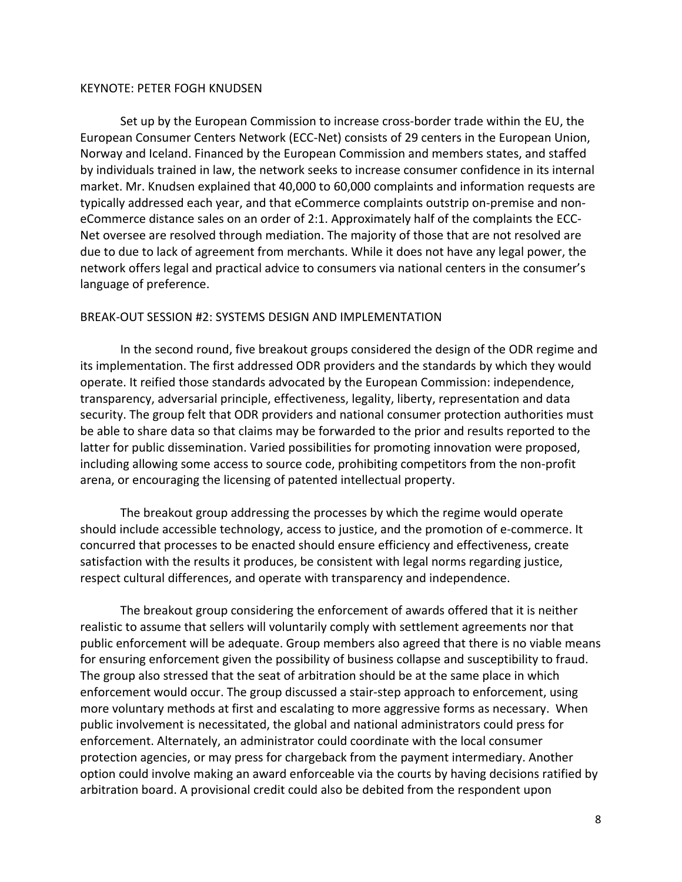## KEYNOTE: PETER FOGH KNUDSEN

Set up by the European Commission to increase cross-border trade within the EU, the European Consumer Centers Network (ECC-Net) consists of 29 centers in the European Union, Norway and Iceland. Financed by the European Commission and members states, and staffed by individuals trained in law, the network seeks to increase consumer confidence in its internal market. Mr. Knudsen explained that 40,000 to 60,000 complaints and information requests are typically addressed each year, and that eCommerce complaints outstrip on-premise and non-eCommerce distance sales on an order of 2:1. Approximately half of the complaints the ECC-Net oversee are resolved through mediation. The majority of those that are not resolved are due to due to lack of agreement from merchants. While it does not have any legal power, the network offers legal and practical advice to consumers via national centers in the consumer's language of preference.

## BREAK-OUT SESSION #2: SYSTEMS DESIGN AND IMPLEMENTATION

In the second round, five breakout groups considered the design of the ODR regime and its implementation. The first addressed ODR providers and the standards by which they would operate. It reified those standards advocated by the European Commission: independence, transparency, adversarial principle, effectiveness, legality, liberty, representation and data security. The group felt that ODR providers and national consumer protection authorities must be able to share data so that claims may be forwarded to the prior and results reported to the latter for public dissemination. Varied possibilities for promoting innovation were proposed, including allowing some access to source code, prohibiting competitors from the non-profit arena, or encouraging the licensing of patented intellectual property.

The breakout group addressing the processes by which the regime would operate should include accessible technology, access to justice, and the promotion of e-commerce. It concurred that processes to be enacted should ensure efficiency and effectiveness, create satisfaction with the results it produces, be consistent with legal norms regarding justice, respect cultural differences, and operate with transparency and independence.

The breakout group considering the enforcement of awards offered that it is neither realistic to assume that sellers will voluntarily comply with settlement agreements nor that public enforcement will be adequate. Group members also agreed that there is no viable means for ensuring enforcement given the possibility of business collapse and susceptibility to fraud. The group also stressed that the seat of arbitration should be at the same place in which enforcement would occur. The group discussed a stair-step approach to enforcement, using more voluntary methods at first and escalating to more aggressive forms as necessary. When public involvement is necessitated, the global and national administrators could press for enforcement. Alternately, an administrator could coordinate with the local consumer protection agencies, or may press for chargeback from the payment intermediary. Another option could involve making an award enforceable via the courts by having decisions ratified by arbitration board. A provisional credit could also be debited from the respondent upon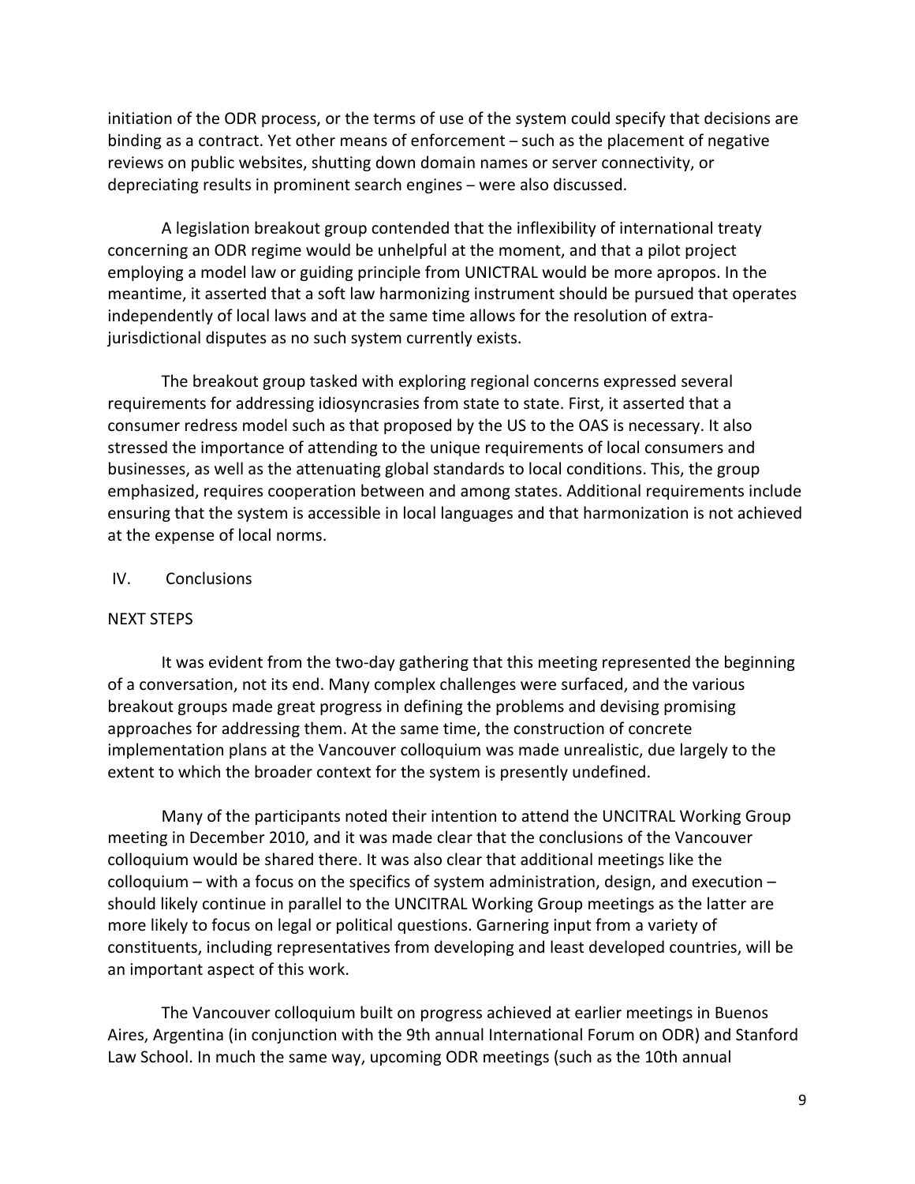initiation of the ODR process, or the terms of use of the system could specify that decisions are binding as a contract. Yet other means of enforcement – such as the placement of negative reviews on public websites, shutting down domain names or server connectivity, or depreciating results in prominent search engines – were also discussed.

A legislation breakout group contended that the inflexibility of international treaty concerning an ODR regime would be unhelpful at the moment, and that a pilot project employing a model law or guiding principle from UNICTRAL would be more apropos. In the meantime, it asserted that a soft law harmonizing instrument should be pursued that operates independently of local laws and at the same time allows for the resolution of extra-jurisdictional disputes as no such system currently exists.

The breakout group tasked with exploring regional concerns expressed several requirements for addressing idiosyncrasies from state to state. First, it asserted that a consumer redress model such as that proposed by the US to the OAS is necessary. It also stressed the importance of attending to the unique requirements of local consumers and businesses, as well as the attenuating global standards to local conditions. This, the group emphasized, requires cooperation between and among states. Additional requirements include ensuring that the system is accessible in local languages and that harmonization is not achieved at the expense of local norms.

## IV. Conclusions

### NEXT STEPS

It was evident from the two-day gathering that this meeting represented the beginning of a conversation, not its end. Many complex challenges were surfaced, and the various breakout groups made great progress in defining the problems and devising promising approaches for addressing them. At the same time, the construction of concrete implementation plans at the Vancouver colloquium was made unrealistic, due largely to the extent to which the broader context for the system is presently undefined.

Many of the participants noted their intention to attend the UNCITRAL Working Group meeting in December 2010, and it was made clear that the conclusions of the Vancouver colloquium would be shared there. It was also clear that additional meetings like the colloquium – with a focus on the specifics of system administration, design, and execution – should likely continue in parallel to the UNCITRAL Working Group meetings as the latter are more likely to focus on legal or political questions. Garnering input from a variety of constituents, including representatives from developing and least developed countries, will be an important aspect of this work.

The Vancouver colloquium built on progress achieved at earlier meetings in Buenos Aires, Argentina (in conjunction with the 9th annual International Forum on ODR) and Stanford Law School. In much the same way, upcoming ODR meetings (such as the 10th annual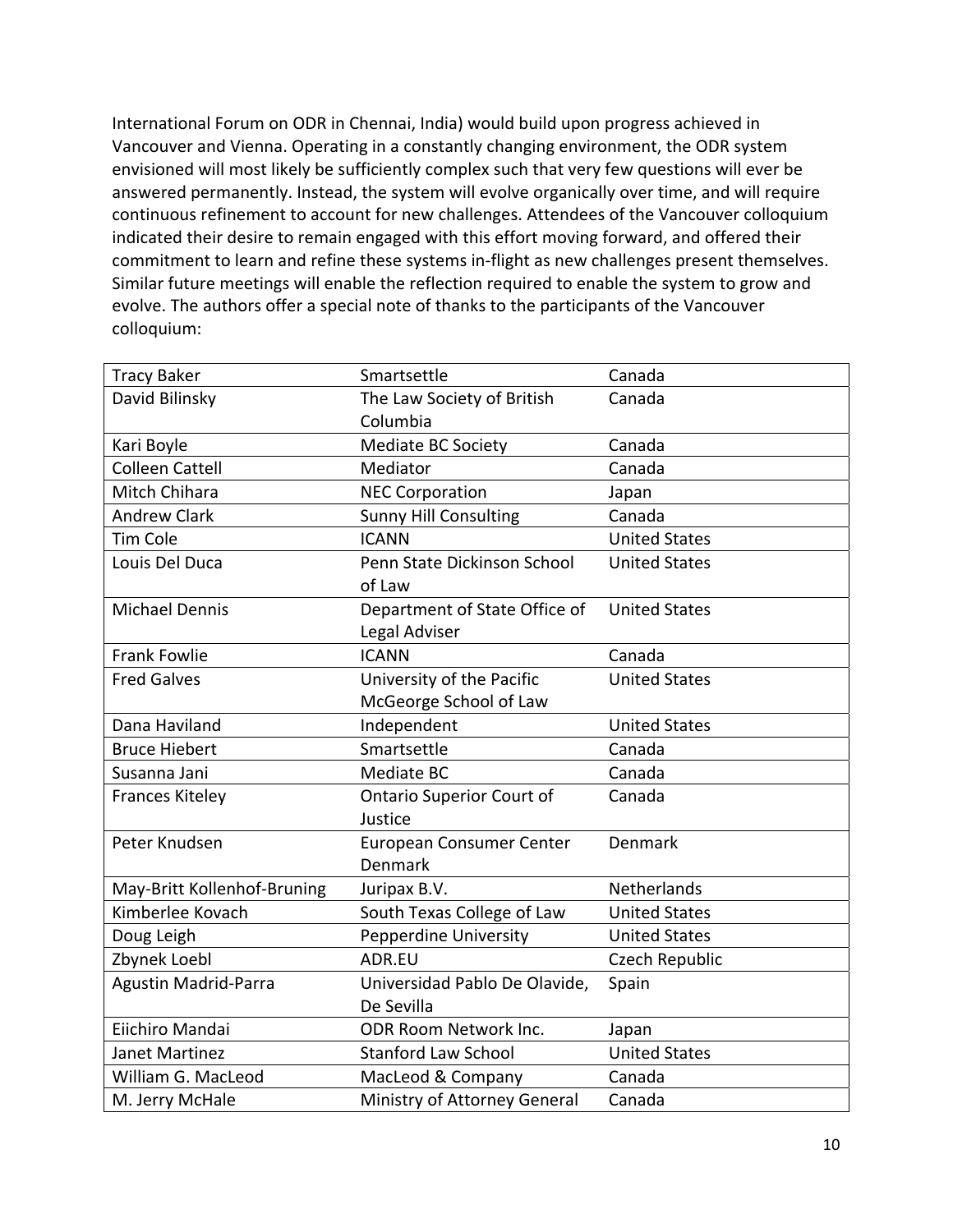International Forum on ODR in Chennai, India) would build upon progress achieved in Vancouver and Vienna. Operating in a constantly changing environment, the ODR system envisioned will most likely be sufficiently complex such that very few questions will ever be answered permanently. Instead, the system will evolve organically over time, and will require continuous refinement to account for new challenges. Attendees of the Vancouver colloquium indicated their desire to remain engaged with this effort moving forward, and offered their commitment to learn and refine these systems in-flight as new challenges present themselves. Similar future meetings will enable the reflection required to enable the system to grow and evolve. The authors offer a special note of thanks to the participants of the Vancouver colloquium:

| | | |
|---|---|---|
| Tracy Baker | Smartsettle | Canada |
| David Bilinsky | The Law Society of British Columbia | Canada |
| Kari Boyle | Mediate BC Society | Canada |
| Colleen Cattell | Mediator | Canada |
| Mitch Chihara | NEC Corporation | Japan |
| Andrew Clark | Sunny Hill Consulting | Canada |
| Tim Cole | ICANN | United States |
| Louis Del Duca | Penn State Dickinson School of Law | United States |
| Michael Dennis | Department of State Office of Legal Adviser | United States |
| Frank Fowlie | ICANN | Canada |
| Fred Galves | University of the Pacific McGeorge School of Law | United States |
| Dana Haviland | Independent | United States |
| Bruce Hiebert | Smartsettle | Canada |
| Susanna Jani | Mediate BC | Canada |
| Frances Kiteley | Ontario Superior Court of Justice | Canada |
| Peter Knudsen | European Consumer Center Denmark | Denmark |
| May-Britt Kollenhof-Bruning | Juripax B.V. | Netherlands |
| Kimberlee Kovach | South Texas College of Law | United States |
| Doug Leigh | Pepperdine University | United States |
| Zbynek Loebl | ADR.EU | Czech Republic |
| Agustin Madrid-Parra | Universidad Pablo De Olavide, De Sevilla | Spain |
| Eiichiro Mandai | ODR Room Network Inc. | Japan |
| Janet Martinez | Stanford Law School | United States |
| William G. MacLeod | MacLeod & Company | Canada |
| M. Jerry McHale | Ministry of Attorney General | Canada |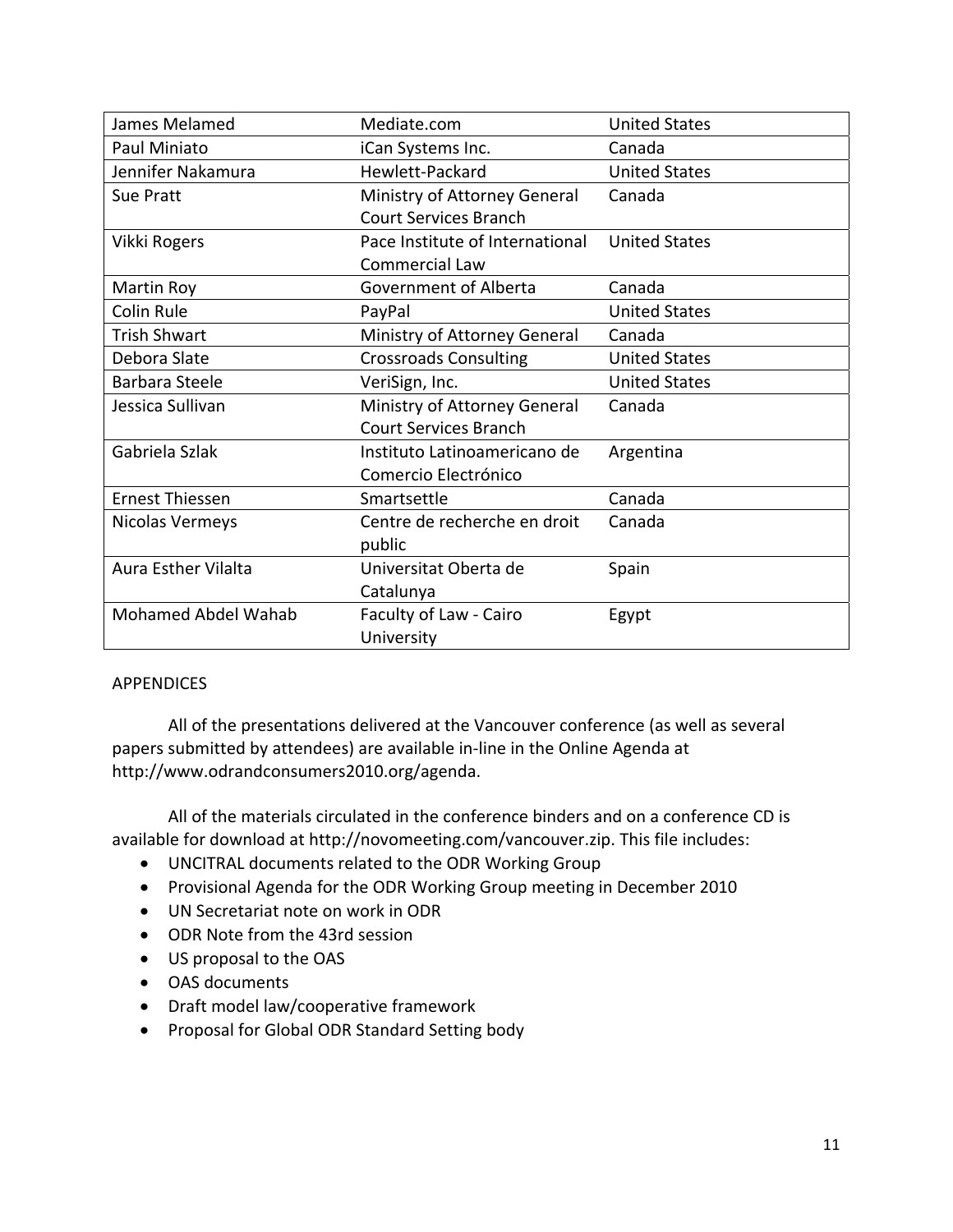| James Melamed | Mediate.com | United States |
|---|---|---|
| Paul Miniato | iCan Systems Inc. | Canada |
| Jennifer Nakamura | Hewlett-Packard | United States |
| Sue Pratt | Ministry of Attorney General Court Services Branch | Canada |
| Vikki Rogers | Pace Institute of International Commercial Law | United States |
| Martin Roy | Government of Alberta | Canada |
| Colin Rule | PayPal | United States |
| Trish Shwart | Ministry of Attorney General | Canada |
| Debora Slate | Crossroads Consulting | United States |
| Barbara Steele | VeriSign, Inc. | United States |
| Jessica Sullivan | Ministry of Attorney General Court Services Branch | Canada |
| Gabriela Szlak | Instituto Latinoamericano de Comercio Electrónico | Argentina |
| Ernest Thiessen | Smartsettle | Canada |
| Nicolas Vermeys | Centre de recherche en droit public | Canada |
| Aura Esther Vilalta | Universitat Oberta de Catalunya | Spain |
| Mohamed Abdel Wahab | Faculty of Law - Cairo University | Egypt |

APPENDICES

All of the presentations delivered at the Vancouver conference (as well as several papers submitted by attendees) are available in-line in the Online Agenda at http://www.odrandconsumers2010.org/agenda.

All of the materials circulated in the conference binders and on a conference CD is available for download at http://novomeeting.com/vancouver.zip. This file includes:

- UNCITRAL documents related to the ODR Working Group
- Provisional Agenda for the ODR Working Group meeting in December 2010
- UN Secretariat note on work in ODR
- ODR Note from the 43rd session
- US proposal to the OAS
- OAS documents
- Draft model law/cooperative framework
- Proposal for Global ODR Standard Setting body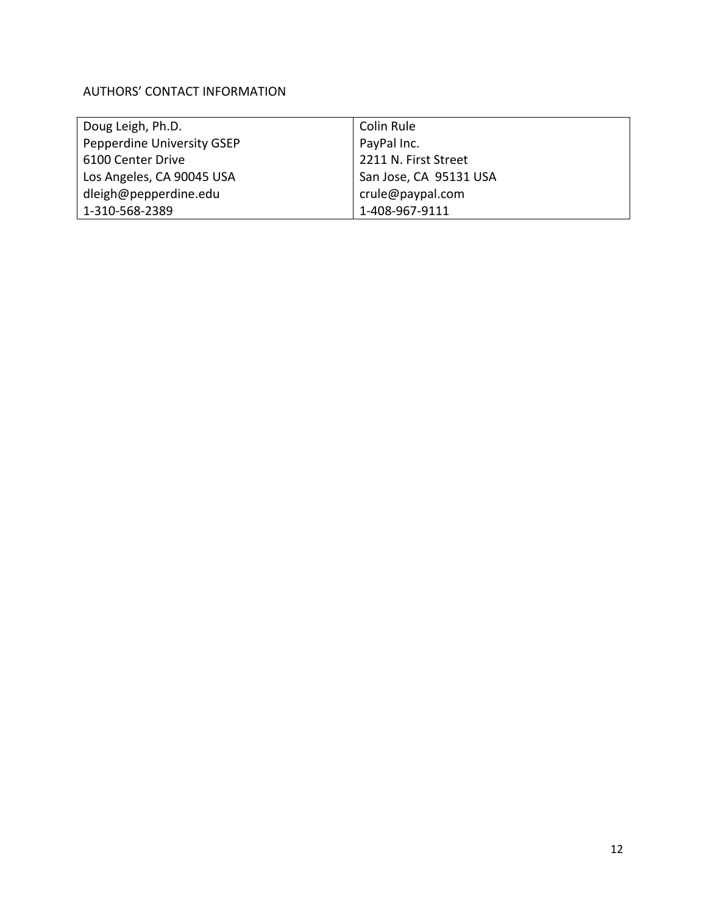AUTHORS’ CONTACT INFORMATION

| | |
|---|---|
| Doug Leigh, Ph.D.<br>Pepperdine University GSEP<br>6100 Center Drive<br>Los Angeles, CA 90045 USA<br>dleigh@pepperdine.edu<br>1-310-568-2389 | Colin Rule<br>PayPal Inc.<br>2211 N. First Street<br>San Jose, CA 95131 USA<br>crule@paypal.com<br>1-408-967-9111 |